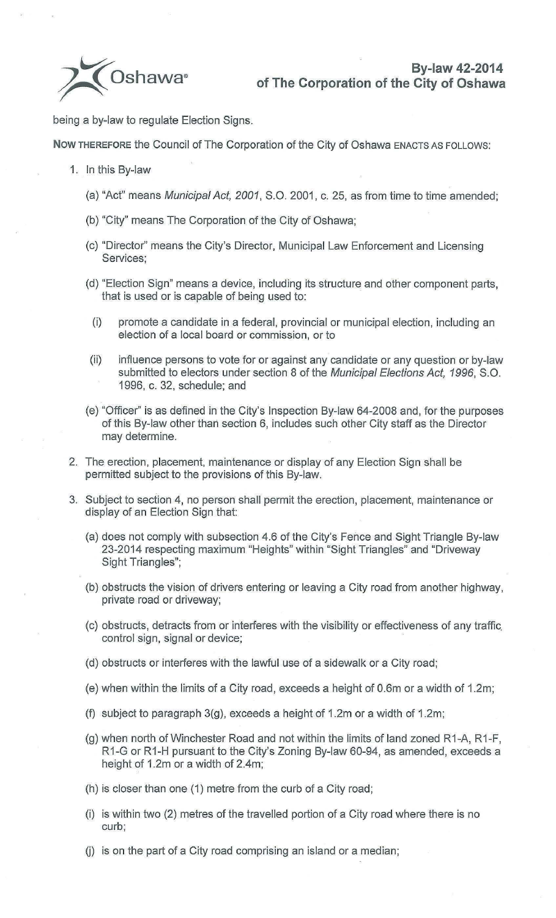# By-law 42-2014 of The Corporation of the City of Oshawa

being a by-law to regulate Election Signs.

**NOW THEREFORE** the Council of The Corporation of the City of Oshawa ENACTS AS FOLLOWS:

1. In this By-law

   (a) "Act" means *Municipal Act, 2001*, S.O. 2001, c. 25, as from time to time amended;

   (b) "City" means The Corporation of the City of Oshawa;

   (c) "Director" means the City's Director, Municipal Law Enforcement and Licensing Services;

   (d) "Election Sign" means a device, including its structure and other component parts, that is used or is capable of being used to:

   (i) promote a candidate in a federal, provincial or municipal election, including an election of a local board or commission, or to

   (ii) influence persons to vote for or against any candidate or any question or by-law submitted to electors under section 8 of the *Municipal Elections Act, 1996*, S.O. 1996, c. 32, schedule; and

   (e) "Officer" is as defined in the City's Inspection By-law 64-2008 and, for the purposes of this By-law other than section 6, includes such other City staff as the Director may determine.

2. The erection, placement, maintenance or display of any Election Sign shall be permitted subject to the provisions of this By-law.

3. Subject to section 4, no person shall permit the erection, placement, maintenance or display of an Election Sign that:

   (a) does not comply with subsection 4.6 of the City's Fence and Sight Triangle By-law 23-2014 respecting maximum "Heights" within "Sight Triangles" and "Driveway Sight Triangles";

   (b) obstructs the vision of drivers entering or leaving a City road from another highway, private road or driveway;

   (c) obstructs, detracts from or interferes with the visibility or effectiveness of any traffic control sign, signal or device;

   (d) obstructs or interferes with the lawful use of a sidewalk or a City road;

   (e) when within the limits of a City road, exceeds a height of 0.6m or a width of 1.2m;

   (f) subject to paragraph 3(g), exceeds a height of 1.2m or a width of 1.2m;

   (g) when north of Winchester Road and not within the limits of land zoned R1-A, R1-F, R1-G or R1-H pursuant to the City's Zoning By-law 60-94, as amended, exceeds a height of 1.2m or a width of 2.4m;

   (h) is closer than one (1) metre from the curb of a City road;

   (i) is within two (2) metres of the travelled portion of a City road where there is no curb;

   (j) is on the part of a City road comprising an island or a median;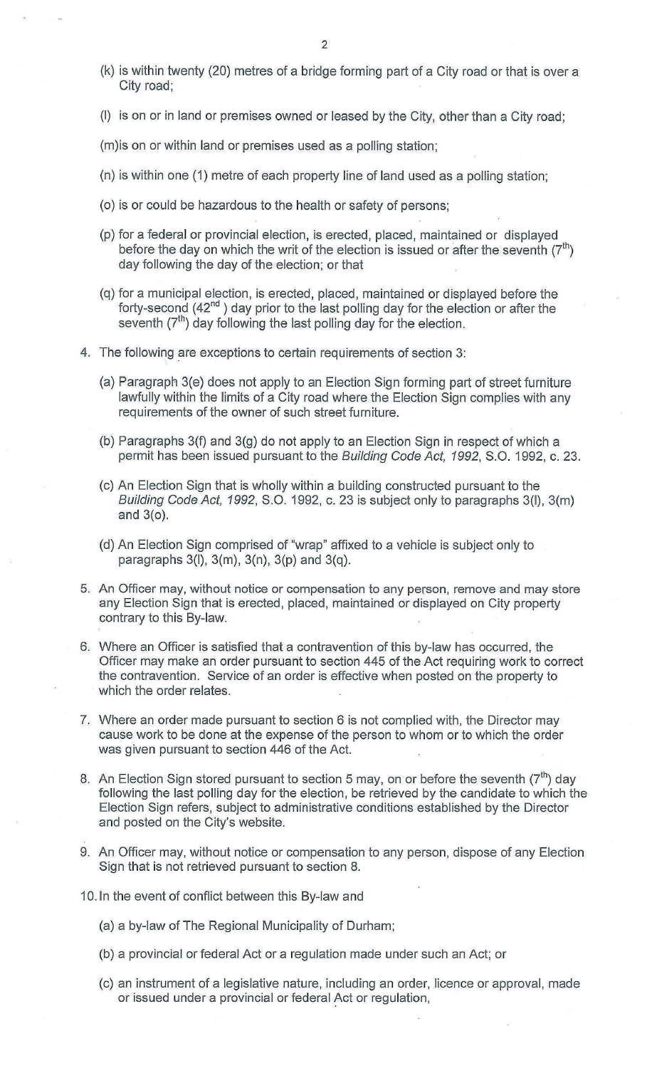(k) is within twenty (20) metres of a bridge forming part of a City road or that is over a City road;

(l) is on or in land or premises owned or leased by the City, other than a City road;

(m)is on or within land or premises used as a polling station;

(n) is within one (1) metre of each property line of land used as a polling station;

(o) is or could be hazardous to the health or safety of persons;

(p) for a federal or provincial election, is erected, placed, maintained or displayed before the day on which the writ of the election is issued or after the seventh (7th) day following the day of the election; or that

(q) for a municipal election, is erected, placed, maintained or displayed before the forty-second (42nd) day prior to the last polling day for the election or after the seventh (7th) day following the last polling day for the election.

4. The following are exceptions to certain requirements of section 3:

   (a) Paragraph 3(e) does not apply to an Election Sign forming part of street furniture lawfully within the limits of a City road where the Election Sign complies with any requirements of the owner of such street furniture.

   (b) Paragraphs 3(f) and 3(g) do not apply to an Election Sign in respect of which a permit has been issued pursuant to the *Building Code Act, 1992*, S.O. 1992, c. 23.

   (c) An Election Sign that is wholly within a building constructed pursuant to the *Building Code Act, 1992*, S.O. 1992, c. 23 is subject only to paragraphs 3(l), 3(m) and 3(o).

   (d) An Election Sign comprised of "wrap" affixed to a vehicle is subject only to paragraphs 3(l), 3(m), 3(n), 3(p) and 3(q).

5. An Officer may, without notice or compensation to any person, remove and may store any Election Sign that is erected, placed, maintained or displayed on City property contrary to this By-law.

6. Where an Officer is satisfied that a contravention of this by-law has occurred, the Officer may make an order pursuant to section 445 of the Act requiring work to correct the contravention. Service of an order is effective when posted on the property to which the order relates.

7. Where an order made pursuant to section 6 is not complied with, the Director may cause work to be done at the expense of the person to whom or to which the order was given pursuant to section 446 of the Act.

8. An Election Sign stored pursuant to section 5 may, on or before the seventh (7th) day following the last polling day for the election, be retrieved by the candidate to which the Election Sign refers, subject to administrative conditions established by the Director and posted on the City's website.

9. An Officer may, without notice or compensation to any person, dispose of any Election Sign that is not retrieved pursuant to section 8.

10. In the event of conflict between this By-law and

    (a) a by-law of The Regional Municipality of Durham;

    (b) a provincial or federal Act or a regulation made under such an Act; or

    (c) an instrument of a legislative nature, including an order, licence or approval, made or issued under a provincial or federal Act or regulation,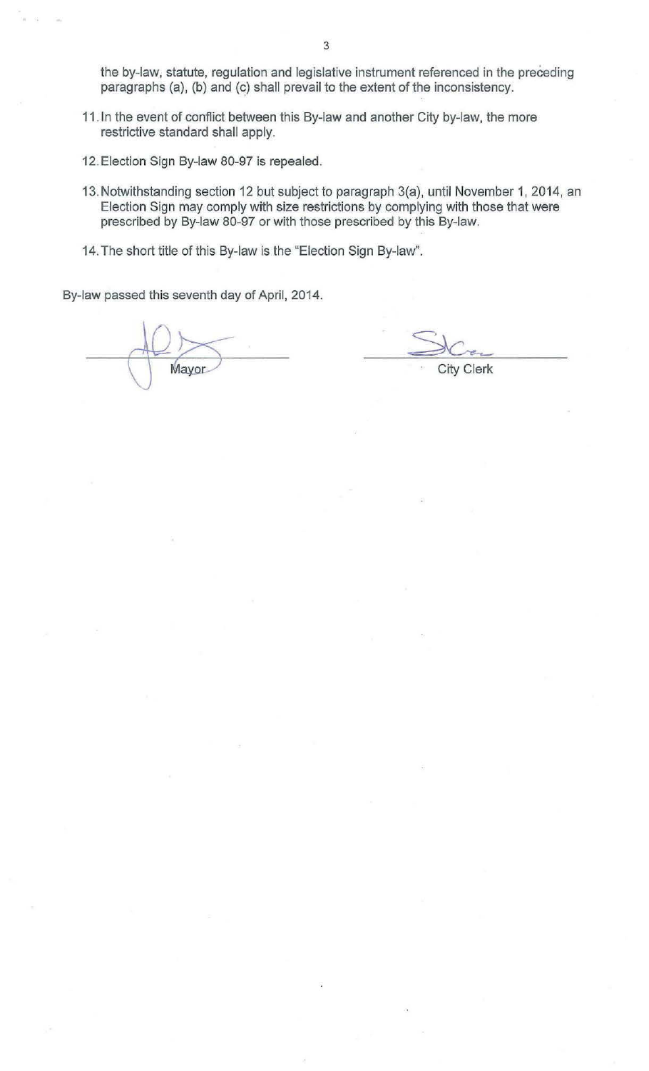the by-law, statute, regulation and legislative instrument referenced in the preceding paragraphs (a), (b) and (c) shall prevail to the extent of the inconsistency.

11. In the event of conflict between this By-law and another City by-law, the more restrictive standard shall apply.

12. Election Sign By-law 80-97 is repealed.

13. Notwithstanding section 12 but subject to paragraph 3(a), until November 1, 2014, an Election Sign may comply with size restrictions by complying with those that were prescribed by By-law 80-97 or with those prescribed by this By-law.

14. The short title of this By-law is the "Election Sign By-law".

By-law passed this seventh day of April, 2014.

Mayor

City Clerk